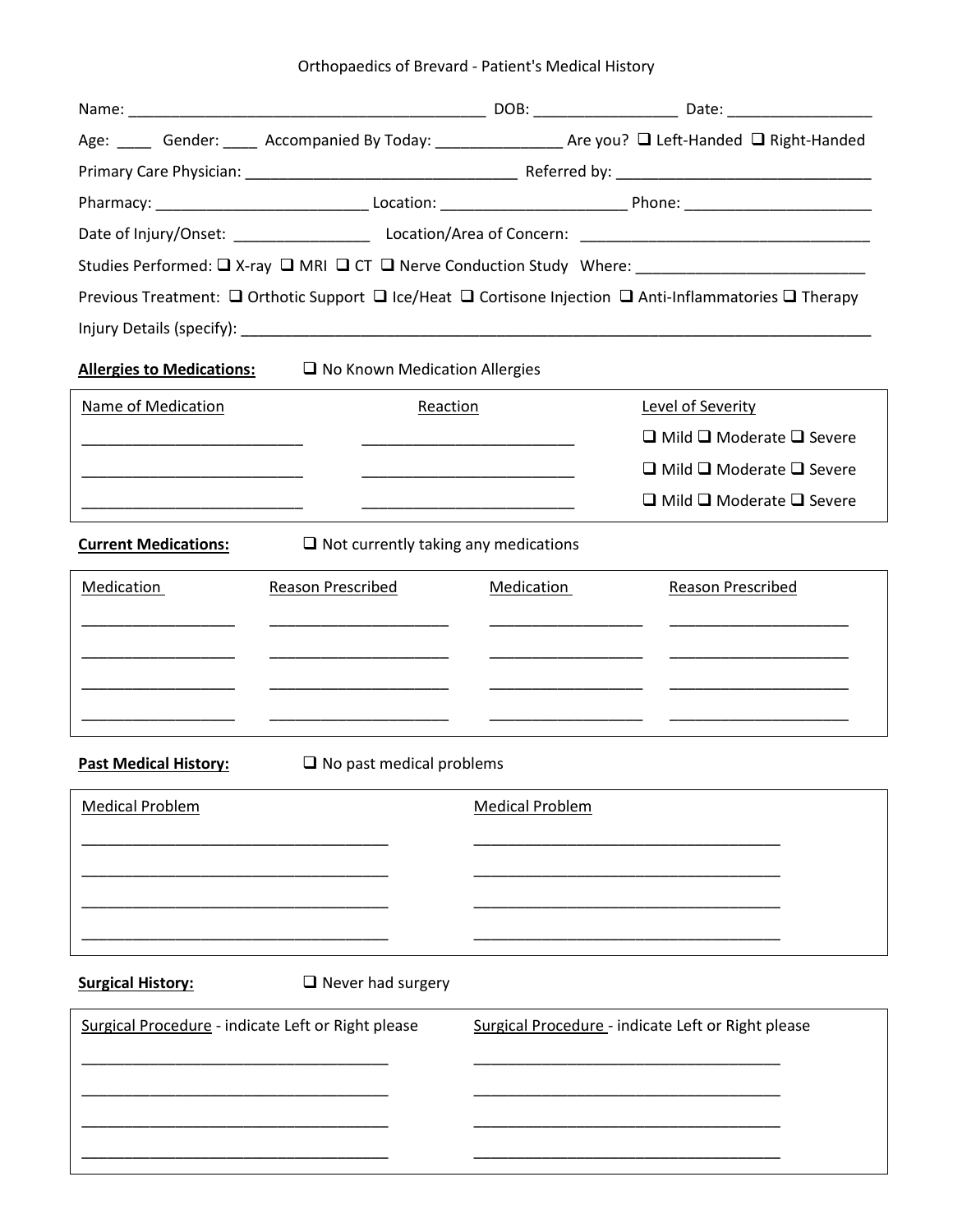# Orthopaedics of Brevard - Patient's Medical History

Name: ___________________________________________ DOB: _________________ Date: _________________

Age: ____ Gender: ____ Accompanied By Today: _______________ Are you? ❑ Left-Handed ❑ Right-Handed

Primary Care Physician: ________________________________ Referred by: ______________________________

Pharmacy: _________________________ Location: _____________________ Phone: ______________________

Date of Injury/Onset: ________________ Location/Area of Concern: __________________________________

Studies Performed: ❑ X-ray ❑ MRI ❑ CT ❑ Nerve Conduction Study Where: ___________________________

Previous Treatment: ❑ Orthotic Support ❑ Ice/Heat ❑ Cortisone Injection ❑ Anti-Inflammatories ❑ Therapy

Injury Details (specify): ____________________________________________________________________________

**Allergies to Medications:** ❑ No Known Medication Allergies

| Name of Medication | Reaction | Level of Severity |
|---|---|---|
| __________________________ | _________________________ | ❑ Mild ❑ Moderate ❑ Severe |
| __________________________ | _________________________ | ❑ Mild ❑ Moderate ❑ Severe |
| __________________________ | _________________________ | ❑ Mild ❑ Moderate ❑ Severe |

**Current Medications:** ❑ Not currently taking any medications

| Medication | Reason Prescribed | Medication | Reason Prescribed |
|---|---|---|---|
| __________________ | _____________________ | __________________ | _____________________ |
| __________________ | _____________________ | __________________ | _____________________ |
| __________________ | _____________________ | __________________ | _____________________ |
| __________________ | _____________________ | __________________ | _____________________ |

**Past Medical History:** ❑ No past medical problems

| Medical Problem | Medical Problem |
|---|---|
| ____________________________________ | ____________________________________ |
| ____________________________________ | ____________________________________ |
| ____________________________________ | ____________________________________ |
| ____________________________________ | ____________________________________ |

**Surgical History:** ❑ Never had surgery

| Surgical Procedure - indicate Left or Right please | Surgical Procedure - indicate Left or Right please |
|---|---|
| ____________________________________ | ____________________________________ |
| ____________________________________ | ____________________________________ |
| ____________________________________ | ____________________________________ |
| ____________________________________ | ____________________________________ |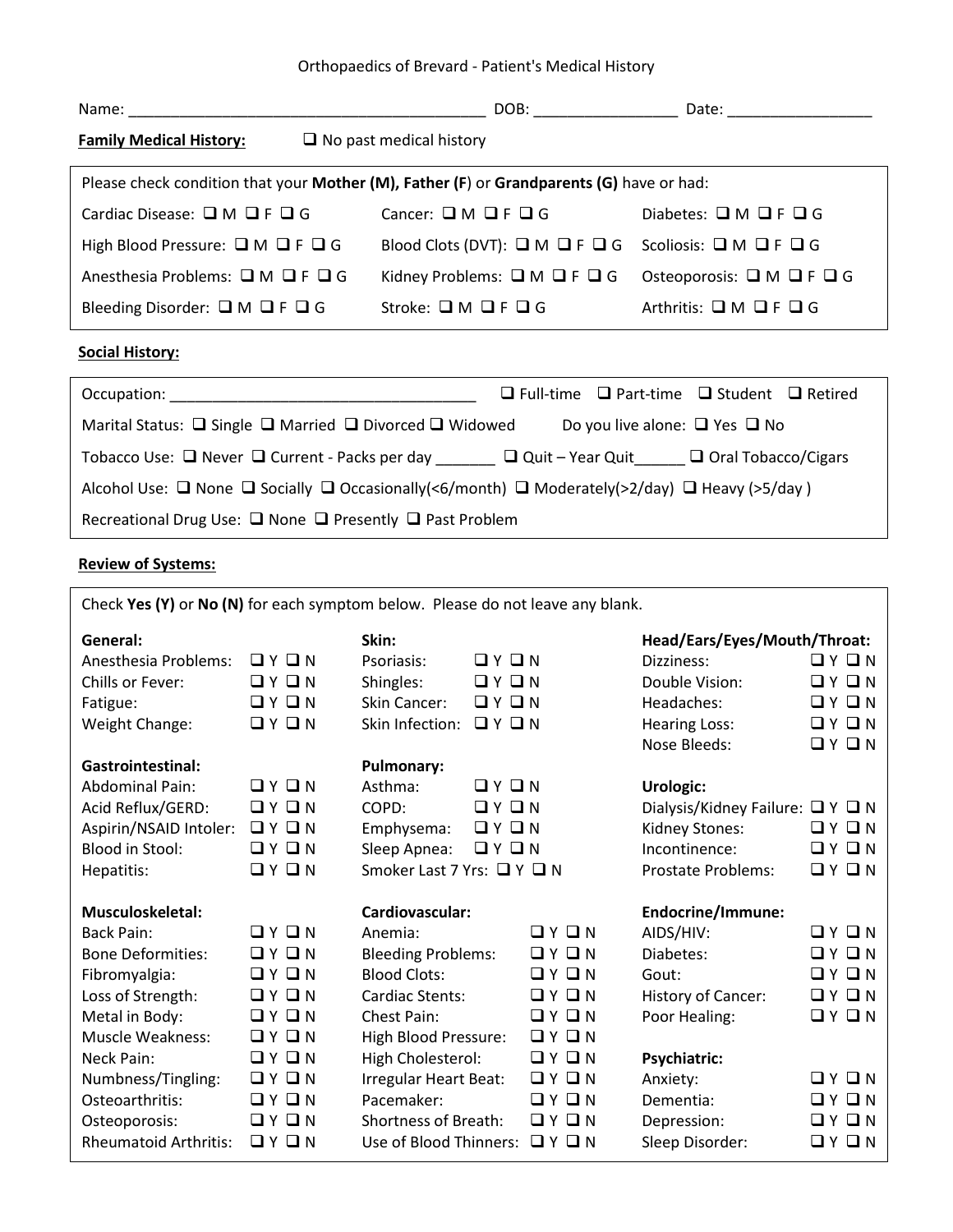Orthopaedics of Brevard - Patient's Medical History

Name: __________________________________________ DOB: _________________ Date: _________________

**Family Medical History:** ❑ No past medical history

Please check condition that your **Mother (M), Father (F**) or **Grandparents (G)** have or had:

| | | |
|---|---|---|
| Cardiac Disease: ❑ M ❑ F ❑ G | Cancer: ❑ M ❑ F ❑ G | Diabetes: ❑ M ❑ F ❑ G |
| High Blood Pressure: ❑ M ❑ F ❑ G | Blood Clots (DVT): ❑ M ❑ F ❑ G | Scoliosis: ❑ M ❑ F ❑ G |
| Anesthesia Problems: ❑ M ❑ F ❑ G | Kidney Problems: ❑ M ❑ F ❑ G | Osteoporosis: ❑ M ❑ F ❑ G |
| Bleeding Disorder: ❑ M ❑ F ❑ G | Stroke: ❑ M ❑ F ❑ G | Arthritis: ❑ M ❑ F ❑ G |

**Social History:**

Occupation: ____________________________________ ❑ Full-time ❑ Part-time ❑ Student ❑ Retired

Marital Status: ❑ Single ❑ Married ❑ Divorced ❑ Widowed Do you live alone: ❑ Yes ❑ No

Tobacco Use: ❑ Never ❑ Current - Packs per day _______ ❑ Quit – Year Quit______ ❑ Oral Tobacco/Cigars

Alcohol Use: ❑ None ❑ Socially ❑ Occasionally(<6/month) ❑ Moderately(>2/day) ❑ Heavy (>5/day )

Recreational Drug Use: ❑ None ❑ Presently ❑ Past Problem

**Review of Systems:**

Check **Yes (Y)** or **No (N)** for each symptom below. Please do not leave any blank.

**General:**
- Anesthesia Problems: ❑ Y ❑ N
- Chills or Fever: ❑ Y ❑ N
- Fatigue: ❑ Y ❑ N
- Weight Change: ❑ Y ❑ N

**Skin:**
- Psoriasis: ❑ Y ❑ N
- Shingles: ❑ Y ❑ N
- Skin Cancer: ❑ Y ❑ N
- Skin Infection: ❑ Y ❑ N

**Head/Ears/Eyes/Mouth/Throat:**
- Dizziness: ❑ Y ❑ N
- Double Vision: ❑ Y ❑ N
- Headaches: ❑ Y ❑ N
- Hearing Loss: ❑ Y ❑ N
- Nose Bleeds: ❑ Y ❑ N

**Gastrointestinal:**
- Abdominal Pain: ❑ Y ❑ N
- Acid Reflux/GERD: ❑ Y ❑ N
- Aspirin/NSAID Intoler: ❑ Y ❑ N
- Blood in Stool: ❑ Y ❑ N
- Hepatitis: ❑ Y ❑ N

**Pulmonary:**
- Asthma: ❑ Y ❑ N
- COPD: ❑ Y ❑ N
- Emphysema: ❑ Y ❑ N
- Sleep Apnea: ❑ Y ❑ N
- Smoker Last 7 Yrs: ❑ Y ❑ N

**Urologic:**
- Dialysis/Kidney Failure: ❑ Y ❑ N
- Kidney Stones: ❑ Y ❑ N
- Incontinence: ❑ Y ❑ N
- Prostate Problems: ❑ Y ❑ N

**Musculoskeletal:**
- Back Pain: ❑ Y ❑ N
- Bone Deformities: ❑ Y ❑ N
- Fibromyalgia: ❑ Y ❑ N
- Loss of Strength: ❑ Y ❑ N
- Metal in Body: ❑ Y ❑ N
- Muscle Weakness: ❑ Y ❑ N
- Neck Pain: ❑ Y ❑ N
- Numbness/Tingling: ❑ Y ❑ N
- Osteoarthritis: ❑ Y ❑ N
- Osteoporosis: ❑ Y ❑ N
- Rheumatoid Arthritis: ❑ Y ❑ N

**Cardiovascular:**
- Anemia: ❑ Y ❑ N
- Bleeding Problems: ❑ Y ❑ N
- Blood Clots: ❑ Y ❑ N
- Cardiac Stents: ❑ Y ❑ N
- Chest Pain: ❑ Y ❑ N
- High Blood Pressure: ❑ Y ❑ N
- High Cholesterol: ❑ Y ❑ N
- Irregular Heart Beat: ❑ Y ❑ N
- Pacemaker: ❑ Y ❑ N
- Shortness of Breath: ❑ Y ❑ N
- Use of Blood Thinners: ❑ Y ❑ N

**Endocrine/Immune:**
- AIDS/HIV: ❑ Y ❑ N
- Diabetes: ❑ Y ❑ N
- Gout: ❑ Y ❑ N
- History of Cancer: ❑ Y ❑ N
- Poor Healing: ❑ Y ❑ N

**Psychiatric:**
- Anxiety: ❑ Y ❑ N
- Dementia: ❑ Y ❑ N
- Depression: ❑ Y ❑ N
- Sleep Disorder: ❑ Y ❑ N